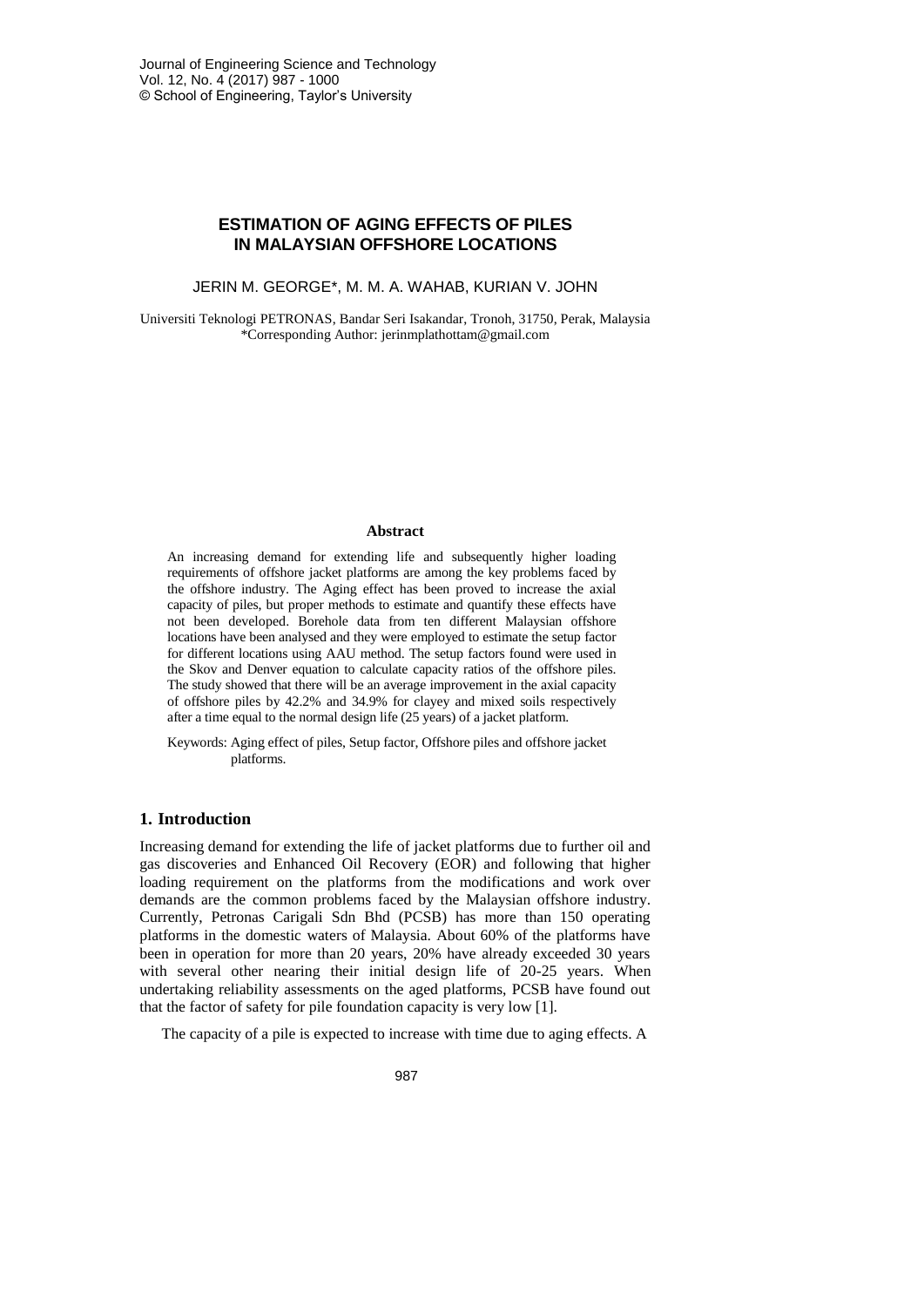# ESTIMATION OF AGING EFFECTS OF PILES IN MALAYSIAN OFFSHORE LOCATIONS

JERIN M. GEORGE*, M. M. A. WAHAB, KURIAN V. JOHN

Universiti Teknologi PETRONAS, Bandar Seri Isakandar, Tronoh, 31750, Perak, Malaysia
*Corresponding Author: jerinmplathottam@gmail.com

### Abstract

An increasing demand for extending life and subsequently higher loading requirements of offshore jacket platforms are among the key problems faced by the offshore industry. The Aging effect has been proved to increase the axial capacity of piles, but proper methods to estimate and quantify these effects have not been developed. Borehole data from ten different Malaysian offshore locations have been analysed and they were employed to estimate the setup factor for different locations using AAU method. The setup factors found were used in the Skov and Denver equation to calculate capacity ratios of the offshore piles. The study showed that there will be an average improvement in the axial capacity of offshore piles by 42.2% and 34.9% for clayey and mixed soils respectively after a time equal to the normal design life (25 years) of a jacket platform.

Keywords: Aging effect of piles, Setup factor, Offshore piles and offshore jacket platforms.

## 1. Introduction

Increasing demand for extending the life of jacket platforms due to further oil and gas discoveries and Enhanced Oil Recovery (EOR) and following that higher loading requirement on the platforms from the modifications and work over demands are the common problems faced by the Malaysian offshore industry. Currently, Petronas Carigali Sdn Bhd (PCSB) has more than 150 operating platforms in the domestic waters of Malaysia. About 60% of the platforms have been in operation for more than 20 years, 20% have already exceeded 30 years with several other nearing their initial design life of 20-25 years. When undertaking reliability assessments on the aged platforms, PCSB have found out that the factor of safety for pile foundation capacity is very low [1].

The capacity of a pile is expected to increase with time due to aging effects. A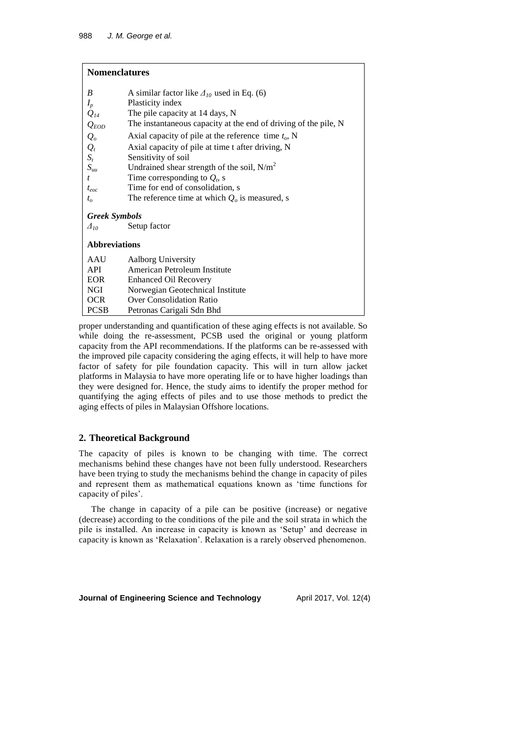## Nomenclatures

| | |
|---|---|
| $B$ | A similar factor like $\Delta_{10}$ used in Eq. (6) |
| $I_p$ | Plasticity index |
| $Q_{14}$ | The pile capacity at 14 days, N |
| $Q_{EOD}$ | The instantaneous capacity at the end of driving of the pile, N |
| $Q_o$ | Axial capacity of pile at the reference time $t_o$, N |
| $Q_t$ | Axial capacity of pile at time t after driving, N |
| $S_t$ | Sensitivity of soil |
| $S_{uu}$ | Undrained shear strength of the soil, N/m$^2$ |
| $t$ | Time corresponding to $Q_t$, s |
| $t_{eoc}$ | Time for end of consolidation, s |
| $t_o$ | The reference time at which $Q_o$ is measured, s |

***Greek Symbols***

| | |
|---|---|
| $\Delta_{10}$ | Setup factor |

**Abbreviations**

| | |
|---|---|
| AAU | Aalborg University |
| API | American Petroleum Institute |
| EOR | Enhanced Oil Recovery |
| NGI | Norwegian Geotechnical Institute |
| OCR | Over Consolidation Ratio |
| PCSB | Petronas Carigali Sdn Bhd |

proper understanding and quantification of these aging effects is not available. So while doing the re-assessment, PCSB used the original or young platform capacity from the API recommendations. If the platforms can be re-assessed with the improved pile capacity considering the aging effects, it will help to have more factor of safety for pile foundation capacity. This will in turn allow jacket platforms in Malaysia to have more operating life or to have higher loadings than they were designed for. Hence, the study aims to identify the proper method for quantifying the aging effects of piles and to use those methods to predict the aging effects of piles in Malaysian Offshore locations.

## 2. Theoretical Background

The capacity of piles is known to be changing with time. The correct mechanisms behind these changes have not been fully understood. Researchers have been trying to study the mechanisms behind the change in capacity of piles and represent them as mathematical equations known as 'time functions for capacity of piles'.

The change in capacity of a pile can be positive (increase) or negative (decrease) according to the conditions of the pile and the soil strata in which the pile is installed. An increase in capacity is known as 'Setup' and decrease in capacity is known as 'Relaxation'. Relaxation is a rarely observed phenomenon.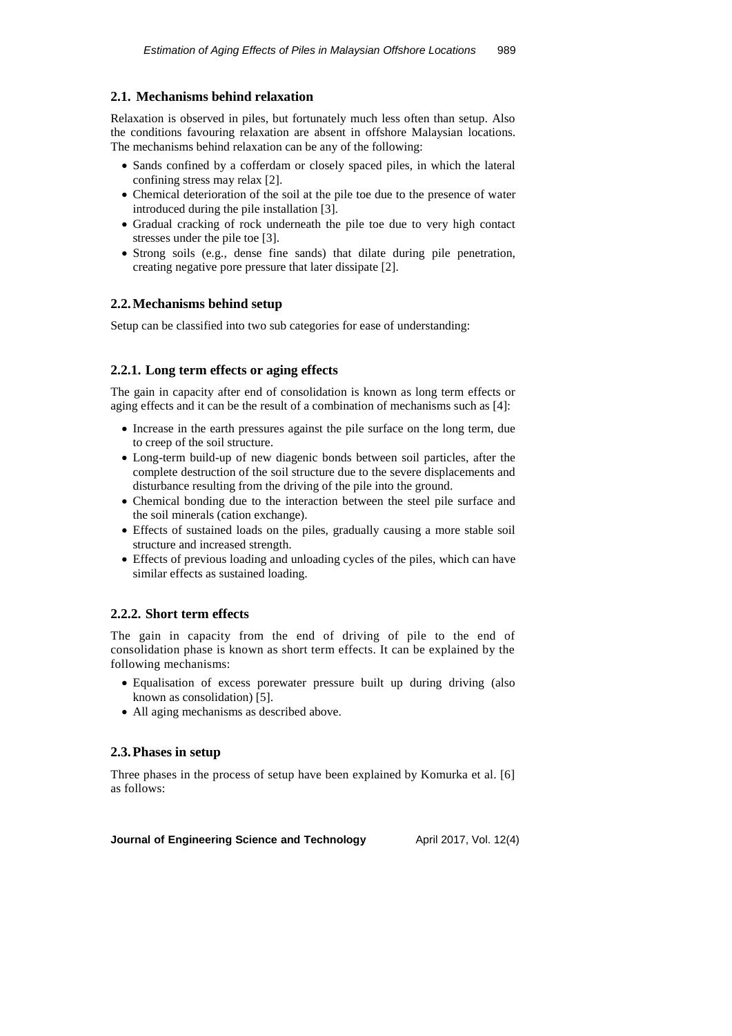### 2.1. Mechanisms behind relaxation

Relaxation is observed in piles, but fortunately much less often than setup. Also the conditions favouring relaxation are absent in offshore Malaysian locations. The mechanisms behind relaxation can be any of the following:

- Sands confined by a cofferdam or closely spaced piles, in which the lateral confining stress may relax [2].
- Chemical deterioration of the soil at the pile toe due to the presence of water introduced during the pile installation [3].
- Gradual cracking of rock underneath the pile toe due to very high contact stresses under the pile toe [3].
- Strong soils (e.g., dense fine sands) that dilate during pile penetration, creating negative pore pressure that later dissipate [2].

### 2.2. Mechanisms behind setup

Setup can be classified into two sub categories for ease of understanding:

#### 2.2.1. Long term effects or aging effects

The gain in capacity after end of consolidation is known as long term effects or aging effects and it can be the result of a combination of mechanisms such as [4]:

- Increase in the earth pressures against the pile surface on the long term, due to creep of the soil structure.
- Long-term build-up of new diagenic bonds between soil particles, after the complete destruction of the soil structure due to the severe displacements and disturbance resulting from the driving of the pile into the ground.
- Chemical bonding due to the interaction between the steel pile surface and the soil minerals (cation exchange).
- Effects of sustained loads on the piles, gradually causing a more stable soil structure and increased strength.
- Effects of previous loading and unloading cycles of the piles, which can have similar effects as sustained loading.

#### 2.2.2. Short term effects

The gain in capacity from the end of driving of pile to the end of consolidation phase is known as short term effects. It can be explained by the following mechanisms:

- Equalisation of excess porewater pressure built up during driving (also known as consolidation) [5].
- All aging mechanisms as described above.

### 2.3. Phases in setup

Three phases in the process of setup have been explained by Komurka et al. [6] as follows: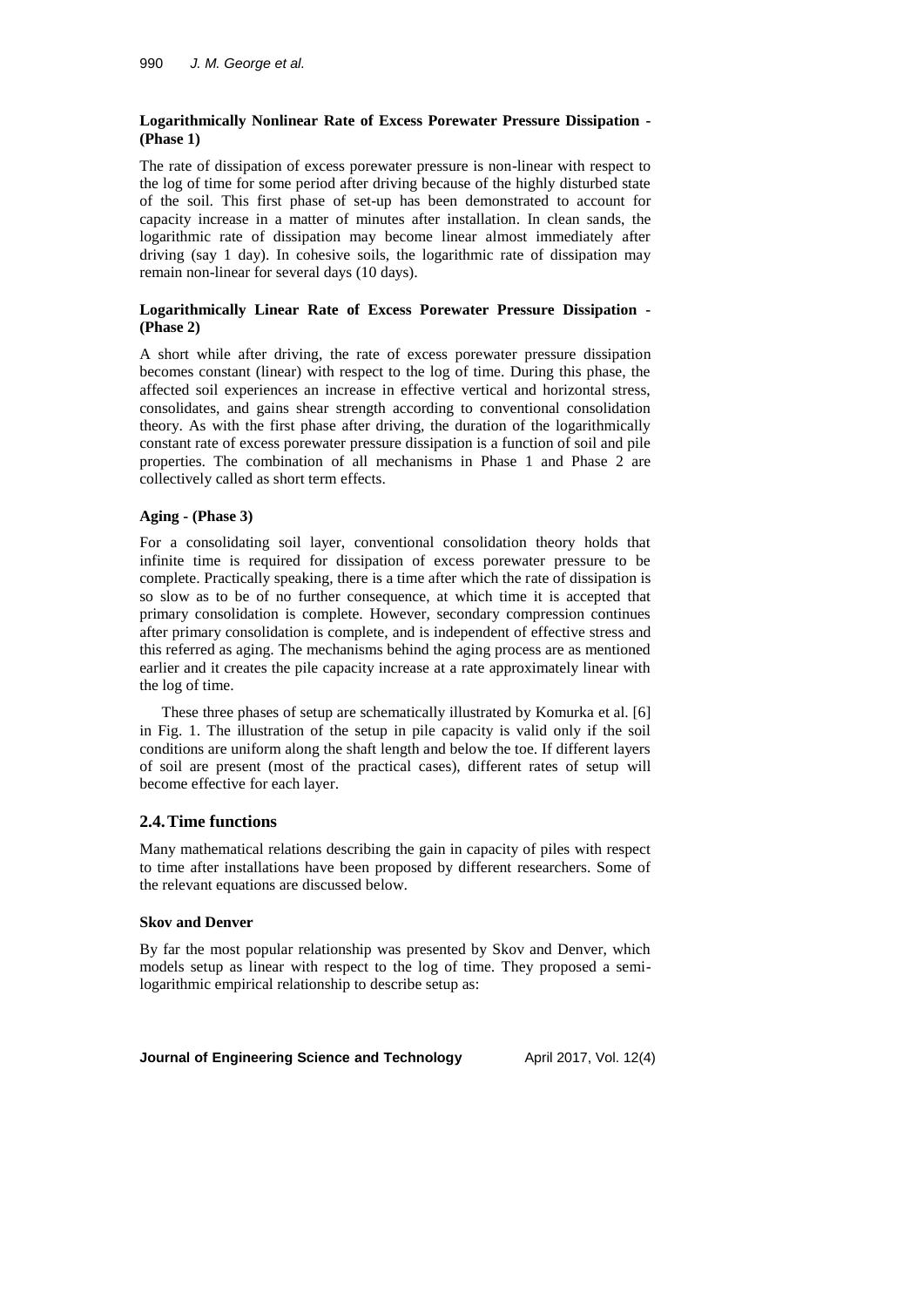**Logarithmically Nonlinear Rate of Excess Porewater Pressure Dissipation - (Phase 1)**

The rate of dissipation of excess porewater pressure is non-linear with respect to the log of time for some period after driving because of the highly disturbed state of the soil. This first phase of set-up has been demonstrated to account for capacity increase in a matter of minutes after installation. In clean sands, the logarithmic rate of dissipation may become linear almost immediately after driving (say 1 day). In cohesive soils, the logarithmic rate of dissipation may remain non-linear for several days (10 days).

**Logarithmically Linear Rate of Excess Porewater Pressure Dissipation - (Phase 2)**

A short while after driving, the rate of excess porewater pressure dissipation becomes constant (linear) with respect to the log of time. During this phase, the affected soil experiences an increase in effective vertical and horizontal stress, consolidates, and gains shear strength according to conventional consolidation theory. As with the first phase after driving, the duration of the logarithmically constant rate of excess porewater pressure dissipation is a function of soil and pile properties. The combination of all mechanisms in Phase 1 and Phase 2 are collectively called as short term effects.

**Aging - (Phase 3)**

For a consolidating soil layer, conventional consolidation theory holds that infinite time is required for dissipation of excess porewater pressure to be complete. Practically speaking, there is a time after which the rate of dissipation is so slow as to be of no further consequence, at which time it is accepted that primary consolidation is complete. However, secondary compression continues after primary consolidation is complete, and is independent of effective stress and this referred as aging. The mechanisms behind the aging process are as mentioned earlier and it creates the pile capacity increase at a rate approximately linear with the log of time.

These three phases of setup are schematically illustrated by Komurka et al. [6] in Fig. 1. The illustration of the setup in pile capacity is valid only if the soil conditions are uniform along the shaft length and below the toe. If different layers of soil are present (most of the practical cases), different rates of setup will become effective for each layer.

## 2.4. Time functions

Many mathematical relations describing the gain in capacity of piles with respect to time after installations have been proposed by different researchers. Some of the relevant equations are discussed below.

**Skov and Denver**

By far the most popular relationship was presented by Skov and Denver, which models setup as linear with respect to the log of time. They proposed a semi-logarithmic empirical relationship to describe setup as: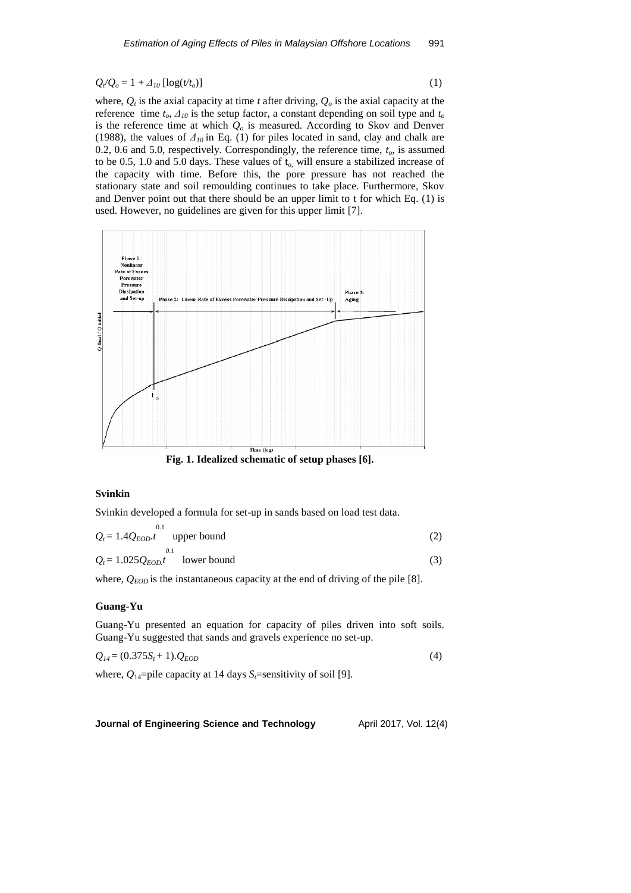$$Q_t/Q_o = 1 + \Delta_{10}\,[\log(t/t_o)] \tag{1}$$

where, $Q_t$ is the axial capacity at time $t$ after driving, $Q_o$ is the axial capacity at the reference time $t_o$, $\Delta_{10}$ is the setup factor, a constant depending on soil type and $t_o$ is the reference time at which $Q_o$ is measured. According to Skov and Denver (1988), the values of $\Delta_{10}$ in Eq. (1) for piles located in sand, clay and chalk are 0.2, 0.6 and 5.0, respectively. Correspondingly, the reference time, $t_o$, is assumed to be 0.5, 1.0 and 5.0 days. These values of $t_o$ will ensure a stabilized increase of the capacity with time. Before this, the pore pressure has not reached the stationary state and soil remoulding continues to take place. Furthermore, Skov and Denver point out that there should be an upper limit to t for which Eq. (1) is used. However, no guidelines are given for this upper limit [7].

**Fig. 1. Idealized schematic of setup phases [6].**

### Svinkin

Svinkin developed a formula for set-up in sands based on load test data.

$$Q_t = 1.4Q_{EOD}.t^{0.1} \quad \text{upper bound} \tag{2}$$

$$Q_t = 1.025Q_{EOD}.t^{0.1} \quad \text{lower bound} \tag{3}$$

where, $Q_{EOD}$ is the instantaneous capacity at the end of driving of the pile [8].

### Guang-Yu

Guang-Yu presented an equation for capacity of piles driven into soft soils. Guang-Yu suggested that sands and gravels experience no set-up.

$$Q_{14} = (0.375S_t + 1).Q_{EOD} \tag{4}$$

where, $Q_{14}$=pile capacity at 14 days $S_t$=sensitivity of soil [9].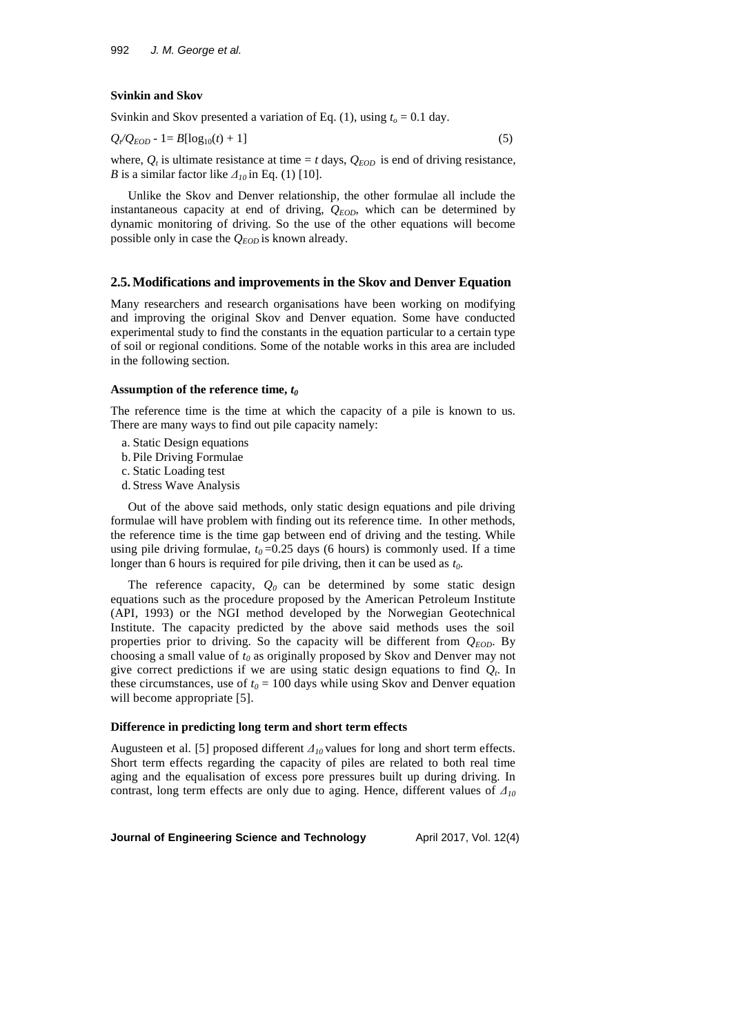**Svinkin and Skov**

Svinkin and Skov presented a variation of Eq. (1), using $t_o = 0.1$ day.

$$Q_t/Q_{EOD} - 1 = B[\log_{10}(t) + 1] \tag{5}$$

where, $Q_t$ is ultimate resistance at time = $t$ days, $Q_{EOD}$ is end of driving resistance, $B$ is a similar factor like $\Delta_{10}$ in Eq. (1) [10].

Unlike the Skov and Denver relationship, the other formulae all include the instantaneous capacity at end of driving, $Q_{EOD}$, which can be determined by dynamic monitoring of driving. So the use of the other equations will become possible only in case the $Q_{EOD}$ is known already.

## 2.5. Modifications and improvements in the Skov and Denver Equation

Many researchers and research organisations have been working on modifying and improving the original Skov and Denver equation. Some have conducted experimental study to find the constants in the equation particular to a certain type of soil or regional conditions. Some of the notable works in this area are included in the following section.

**Assumption of the reference time, $t_0$**

The reference time is the time at which the capacity of a pile is known to us. There are many ways to find out pile capacity namely:

a. Static Design equations
b. Pile Driving Formulae
c. Static Loading test
d. Stress Wave Analysis

Out of the above said methods, only static design equations and pile driving formulae will have problem with finding out its reference time. In other methods, the reference time is the time gap between end of driving and the testing. While using pile driving formulae, $t_0 = 0.25$ days (6 hours) is commonly used. If a time longer than 6 hours is required for pile driving, then it can be used as $t_0$.

The reference capacity, $Q_0$ can be determined by some static design equations such as the procedure proposed by the American Petroleum Institute (API, 1993) or the NGI method developed by the Norwegian Geotechnical Institute. The capacity predicted by the above said methods uses the soil properties prior to driving. So the capacity will be different from $Q_{EOD}$. By choosing a small value of $t_0$ as originally proposed by Skov and Denver may not give correct predictions if we are using static design equations to find $Q_t$. In these circumstances, use of $t_0 = 100$ days while using Skov and Denver equation will become appropriate [5].

**Difference in predicting long term and short term effects**

Augusteen et al. [5] proposed different $\Delta_{10}$ values for long and short term effects. Short term effects regarding the capacity of piles are related to both real time aging and the equalisation of excess pore pressures built up during driving. In contrast, long term effects are only due to aging. Hence, different values of $\Delta_{10}$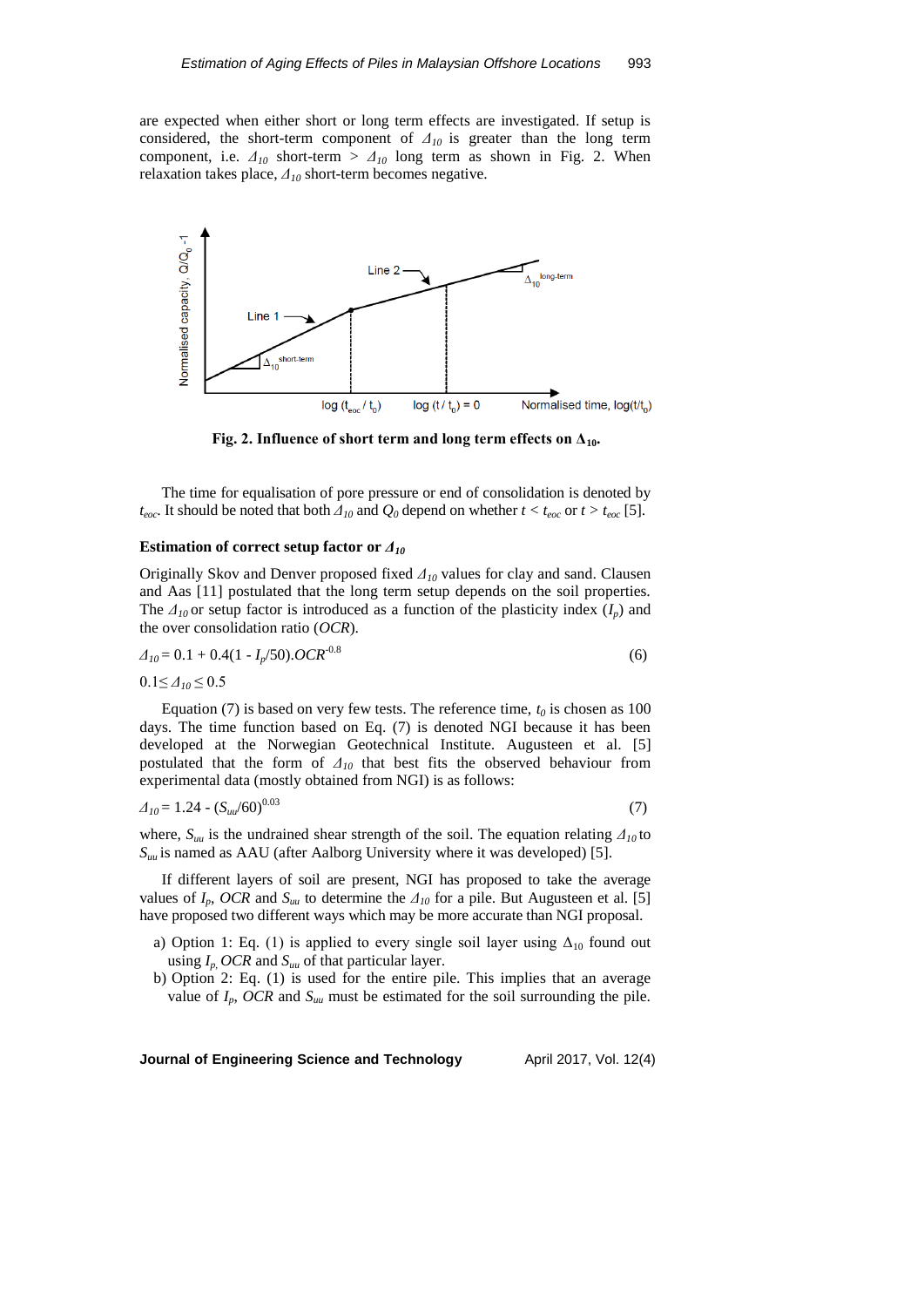are expected when either short or long term effects are investigated. If setup is considered, the short-term component of $\Delta_{10}$ is greater than the long term component, i.e. $\Delta_{10}$ short-term > $\Delta_{10}$ long term as shown in Fig. 2. When relaxation takes place, $\Delta_{10}$ short-term becomes negative.

**Fig. 2. Influence of short term and long term effects on $\Delta_{10}$.**

The time for equalisation of pore pressure or end of consolidation is denoted by $t_{eoc}$. It should be noted that both $\Delta_{10}$ and $Q_0$ depend on whether $t < t_{eoc}$ or $t > t_{eoc}$ [5].

**Estimation of correct setup factor or $\Delta_{10}$**

Originally Skov and Denver proposed fixed $\Delta_{10}$ values for clay and sand. Clausen and Aas [11] postulated that the long term setup depends on the soil properties. The $\Delta_{10}$ or setup factor is introduced as a function of the plasticity index ($I_p$) and the over consolidation ratio (*OCR*).

$$\Delta_{10} = 0.1 + 0.4(1 - I_p/50).OCR^{-0.8} \tag{6}$$

$0.1 \leq \Delta_{10} \leq 0.5$

Equation (7) is based on very few tests. The reference time, $t_0$ is chosen as 100 days. The time function based on Eq. (7) is denoted NGI because it has been developed at the Norwegian Geotechnical Institute. Augusteen et al. [5] postulated that the form of $\Delta_{10}$ that best fits the observed behaviour from experimental data (mostly obtained from NGI) is as follows:

$$\Delta_{10} = 1.24 - (S_{uu}/60)^{0.03} \tag{7}$$

where, $S_{uu}$ is the undrained shear strength of the soil. The equation relating $\Delta_{10}$ to $S_{uu}$ is named as AAU (after Aalborg University where it was developed) [5].

If different layers of soil are present, NGI has proposed to take the average values of $I_p$, *OCR* and $S_{uu}$ to determine the $\Delta_{10}$ for a pile. But Augusteen et al. [5] have proposed two different ways which may be more accurate than NGI proposal.

a) Option 1: Eq. (1) is applied to every single soil layer using $\Delta_{10}$ found out using $I_p$, *OCR* and $S_{uu}$ of that particular layer.
b) Option 2: Eq. (1) is used for the entire pile. This implies that an average value of $I_p$, *OCR* and $S_{uu}$ must be estimated for the soil surrounding the pile.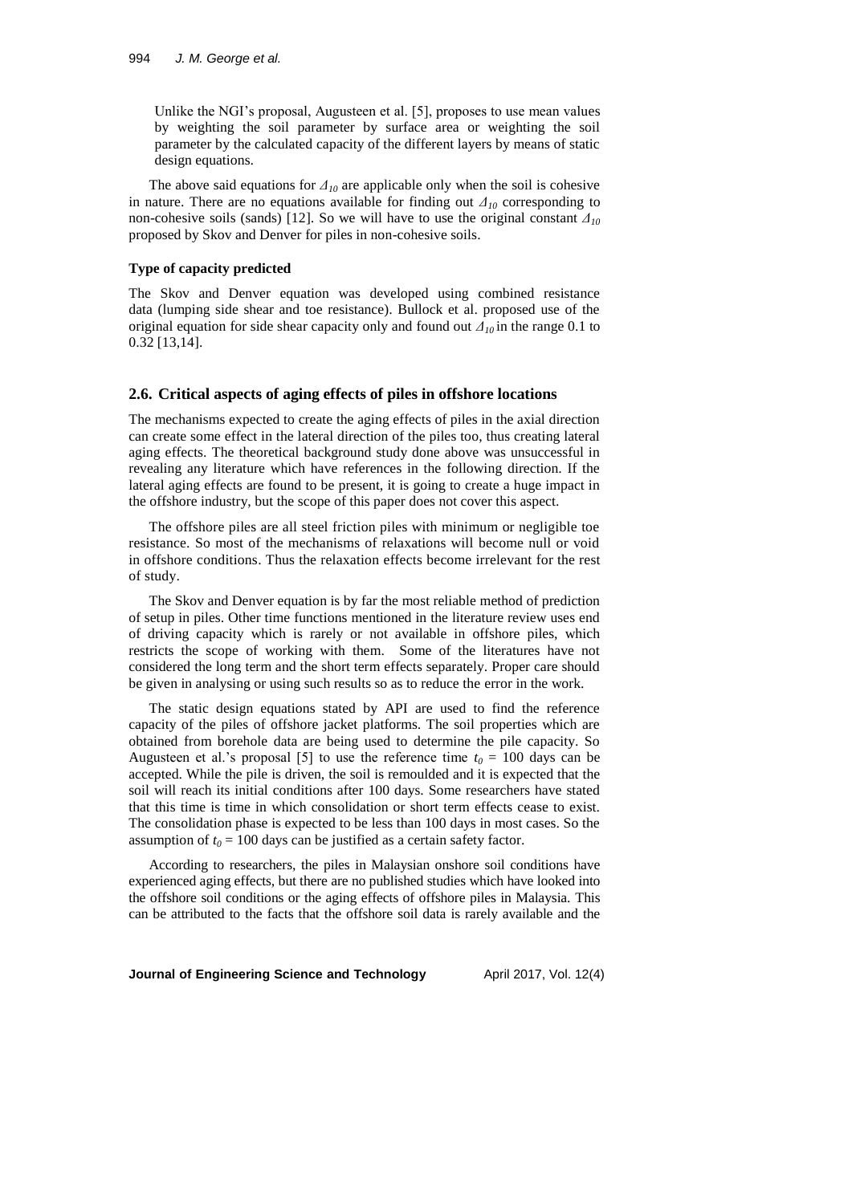Unlike the NGI's proposal, Augusteen et al. [5], proposes to use mean values by weighting the soil parameter by surface area or weighting the soil parameter by the calculated capacity of the different layers by means of static design equations.

The above said equations for $\Delta_{10}$ are applicable only when the soil is cohesive in nature. There are no equations available for finding out $\Delta_{10}$ corresponding to non-cohesive soils (sands) [12]. So we will have to use the original constant $\Delta_{10}$ proposed by Skov and Denver for piles in non-cohesive soils.

**Type of capacity predicted**

The Skov and Denver equation was developed using combined resistance data (lumping side shear and toe resistance). Bullock et al. proposed use of the original equation for side shear capacity only and found out $\Delta_{10}$ in the range 0.1 to 0.32 [13,14].

## 2.6. Critical aspects of aging effects of piles in offshore locations

The mechanisms expected to create the aging effects of piles in the axial direction can create some effect in the lateral direction of the piles too, thus creating lateral aging effects. The theoretical background study done above was unsuccessful in revealing any literature which have references in the following direction. If the lateral aging effects are found to be present, it is going to create a huge impact in the offshore industry, but the scope of this paper does not cover this aspect.

The offshore piles are all steel friction piles with minimum or negligible toe resistance. So most of the mechanisms of relaxations will become null or void in offshore conditions. Thus the relaxation effects become irrelevant for the rest of study.

The Skov and Denver equation is by far the most reliable method of prediction of setup in piles. Other time functions mentioned in the literature review uses end of driving capacity which is rarely or not available in offshore piles, which restricts the scope of working with them. Some of the literatures have not considered the long term and the short term effects separately. Proper care should be given in analysing or using such results so as to reduce the error in the work.

The static design equations stated by API are used to find the reference capacity of the piles of offshore jacket platforms. The soil properties which are obtained from borehole data are being used to determine the pile capacity. So Augusteen et al.'s proposal [5] to use the reference time $t_0$ = 100 days can be accepted. While the pile is driven, the soil is remoulded and it is expected that the soil will reach its initial conditions after 100 days. Some researchers have stated that this time is time in which consolidation or short term effects cease to exist. The consolidation phase is expected to be less than 100 days in most cases. So the assumption of $t_0$ = 100 days can be justified as a certain safety factor.

According to researchers, the piles in Malaysian onshore soil conditions have experienced aging effects, but there are no published studies which have looked into the offshore soil conditions or the aging effects of offshore piles in Malaysia. This can be attributed to the facts that the offshore soil data is rarely available and the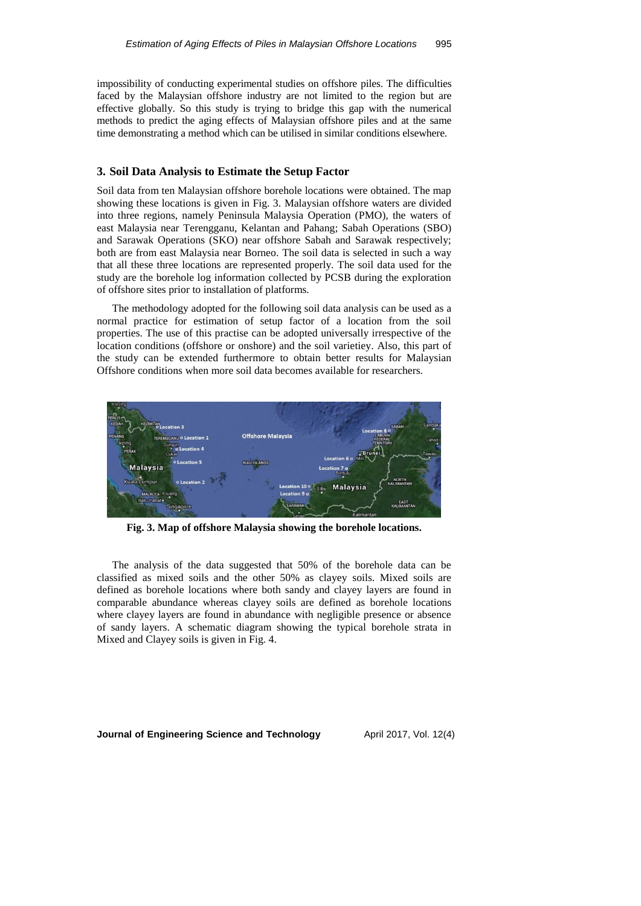impossibility of conducting experimental studies on offshore piles. The difficulties faced by the Malaysian offshore industry are not limited to the region but are effective globally. So this study is trying to bridge this gap with the numerical methods to predict the aging effects of Malaysian offshore piles and at the same time demonstrating a method which can be utilised in similar conditions elsewhere.

## 3. Soil Data Analysis to Estimate the Setup Factor

Soil data from ten Malaysian offshore borehole locations were obtained. The map showing these locations is given in Fig. 3. Malaysian offshore waters are divided into three regions, namely Peninsula Malaysia Operation (PMO), the waters of east Malaysia near Terengganu, Kelantan and Pahang; Sabah Operations (SBO) and Sarawak Operations (SKO) near offshore Sabah and Sarawak respectively; both are from east Malaysia near Borneo. The soil data is selected in such a way that all these three locations are represented properly. The soil data used for the study are the borehole log information collected by PCSB during the exploration of offshore sites prior to installation of platforms.

The methodology adopted for the following soil data analysis can be used as a normal practice for estimation of setup factor of a location from the soil properties. The use of this practise can be adopted universally irrespective of the location conditions (offshore or onshore) and the soil varietiey. Also, this part of the study can be extended furthermore to obtain better results for Malaysian Offshore conditions when more soil data becomes available for researchers.

**Fig. 3. Map of offshore Malaysia showing the borehole locations.**

The analysis of the data suggested that 50% of the borehole data can be classified as mixed soils and the other 50% as clayey soils. Mixed soils are defined as borehole locations where both sandy and clayey layers are found in comparable abundance whereas clayey soils are defined as borehole locations where clayey layers are found in abundance with negligible presence or absence of sandy layers. A schematic diagram showing the typical borehole strata in Mixed and Clayey soils is given in Fig. 4.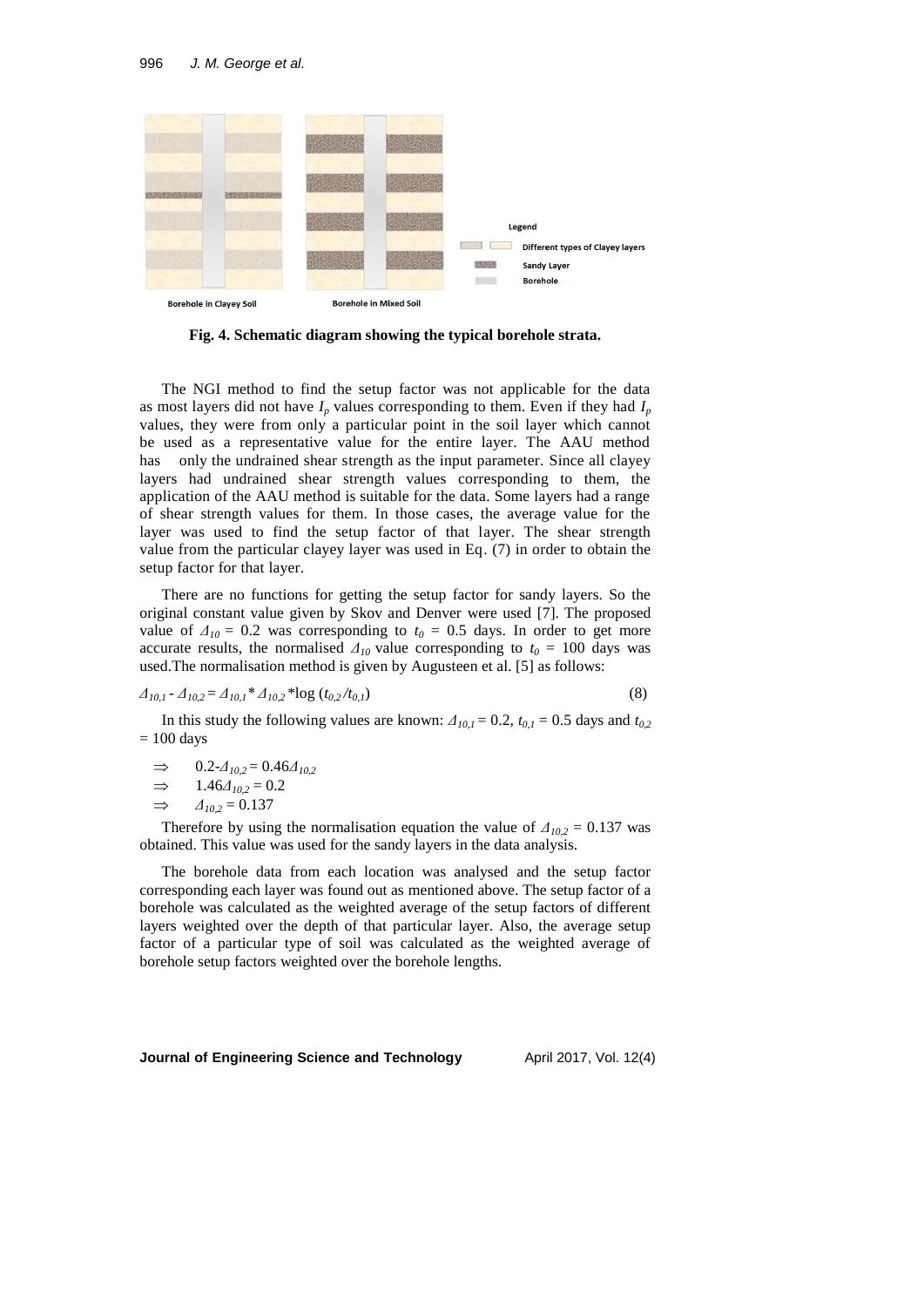**Fig. 4. Schematic diagram showing the typical borehole strata.**

The NGI method to find the setup factor was not applicable for the data as most layers did not have $I_p$ values corresponding to them. Even if they had $I_p$ values, they were from only a particular point in the soil layer which cannot be used as a representative value for the entire layer. The AAU method has only the undrained shear strength as the input parameter. Since all clayey layers had undrained shear strength values corresponding to them, the application of the AAU method is suitable for the data. Some layers had a range of shear strength values for them. In those cases, the average value for the layer was used to find the setup factor of that layer. The shear strength value from the particular clayey layer was used in Eq. (7) in order to obtain the setup factor for that layer.

There are no functions for getting the setup factor for sandy layers. So the original constant value given by Skov and Denver were used [7]. The proposed value of $\Delta_{10} = 0.2$ was corresponding to $t_0 = 0.5$ days. In order to get more accurate results, the normalised $\Delta_{10}$ value corresponding to $t_0 = 100$ days was used.The normalisation method is given by Augusteen et al. [5] as follows:

$$\Delta_{10,1} - \Delta_{10,2} = \Delta_{10,1} * \Delta_{10,2} * \log\left(t_{0,2}/t_{0,1}\right) \tag{8}$$

In this study the following values are known: $\Delta_{10,1} = 0.2$, $t_{0,1} = 0.5$ days and $t_{0,2} = 100$ days

$\Rightarrow \quad 0.2 - \Delta_{10,2} = 0.46\Delta_{10,2}$

$\Rightarrow \quad 1.46\Delta_{10,2} = 0.2$

$\Rightarrow \quad \Delta_{10,2} = 0.137$

Therefore by using the normalisation equation the value of $\Delta_{10,2} = 0.137$ was obtained. This value was used for the sandy layers in the data analysis.

The borehole data from each location was analysed and the setup factor corresponding each layer was found out as mentioned above. The setup factor of a borehole was calculated as the weighted average of the setup factors of different layers weighted over the depth of that particular layer. Also, the average setup factor of a particular type of soil was calculated as the weighted average of borehole setup factors weighted over the borehole lengths.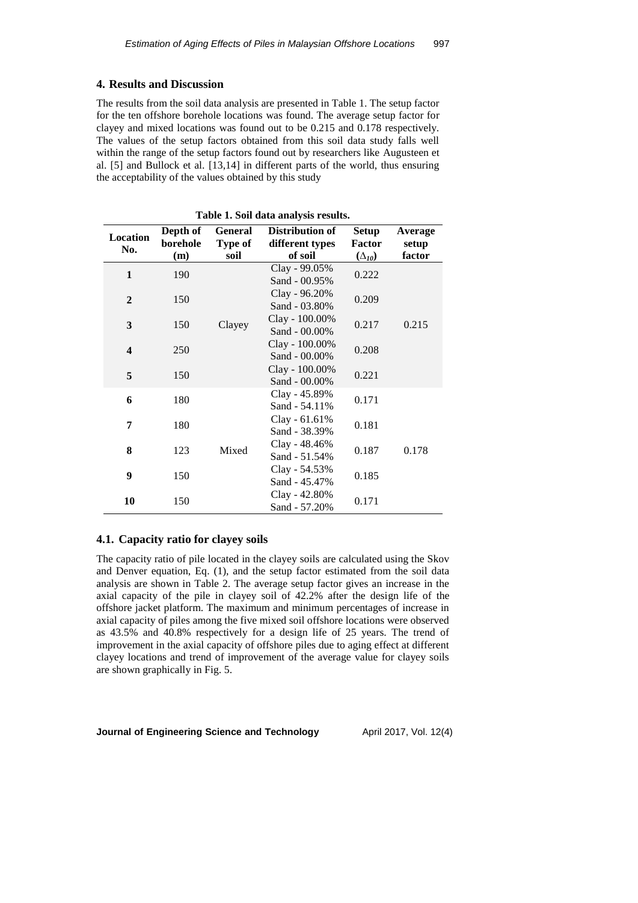## 4. Results and Discussion

The results from the soil data analysis are presented in Table 1. The setup factor for the ten offshore borehole locations was found. The average setup factor for clayey and mixed locations was found out to be 0.215 and 0.178 respectively. The values of the setup factors obtained from this soil data study falls well within the range of the setup factors found out by researchers like Augusteen et al. [5] and Bullock et al. [13,14] in different parts of the world, thus ensuring the acceptability of the values obtained by this study

**Table 1. Soil data analysis results.**

| Location No. | Depth of borehole (m) | General Type of soil | Distribution of different types of soil | Setup Factor ($\Delta_{10}$) | Average setup factor |
|---|---|---|---|---|---|
| **1** | 190 | Clayey | Clay - 99.05% Sand - 00.95% | 0.222 | 0.215 |
| **2** | 150 | | Clay - 96.20% Sand - 03.80% | 0.209 | |
| **3** | 150 | | Clay - 100.00% Sand - 00.00% | 0.217 | |
| **4** | 250 | | Clay - 100.00% Sand - 00.00% | 0.208 | |
| **5** | 150 | | Clay - 100.00% Sand - 00.00% | 0.221 | |
| **6** | 180 | Mixed | Clay - 45.89% Sand - 54.11% | 0.171 | 0.178 |
| **7** | 180 | | Clay - 61.61% Sand - 38.39% | 0.181 | |
| **8** | 123 | | Clay - 48.46% Sand - 51.54% | 0.187 | |
| **9** | 150 | | Clay - 54.53% Sand - 45.47% | 0.185 | |
| **10** | 150 | | Clay - 42.80% Sand - 57.20% | 0.171 | |

### 4.1. Capacity ratio for clayey soils

The capacity ratio of pile located in the clayey soils are calculated using the Skov and Denver equation, Eq. (1), and the setup factor estimated from the soil data analysis are shown in Table 2. The average setup factor gives an increase in the axial capacity of the pile in clayey soil of 42.2% after the design life of the offshore jacket platform. The maximum and minimum percentages of increase in axial capacity of piles among the five mixed soil offshore locations were observed as 43.5% and 40.8% respectively for a design life of 25 years. The trend of improvement in the axial capacity of offshore piles due to aging effect at different clayey locations and trend of improvement of the average value for clayey soils are shown graphically in Fig. 5.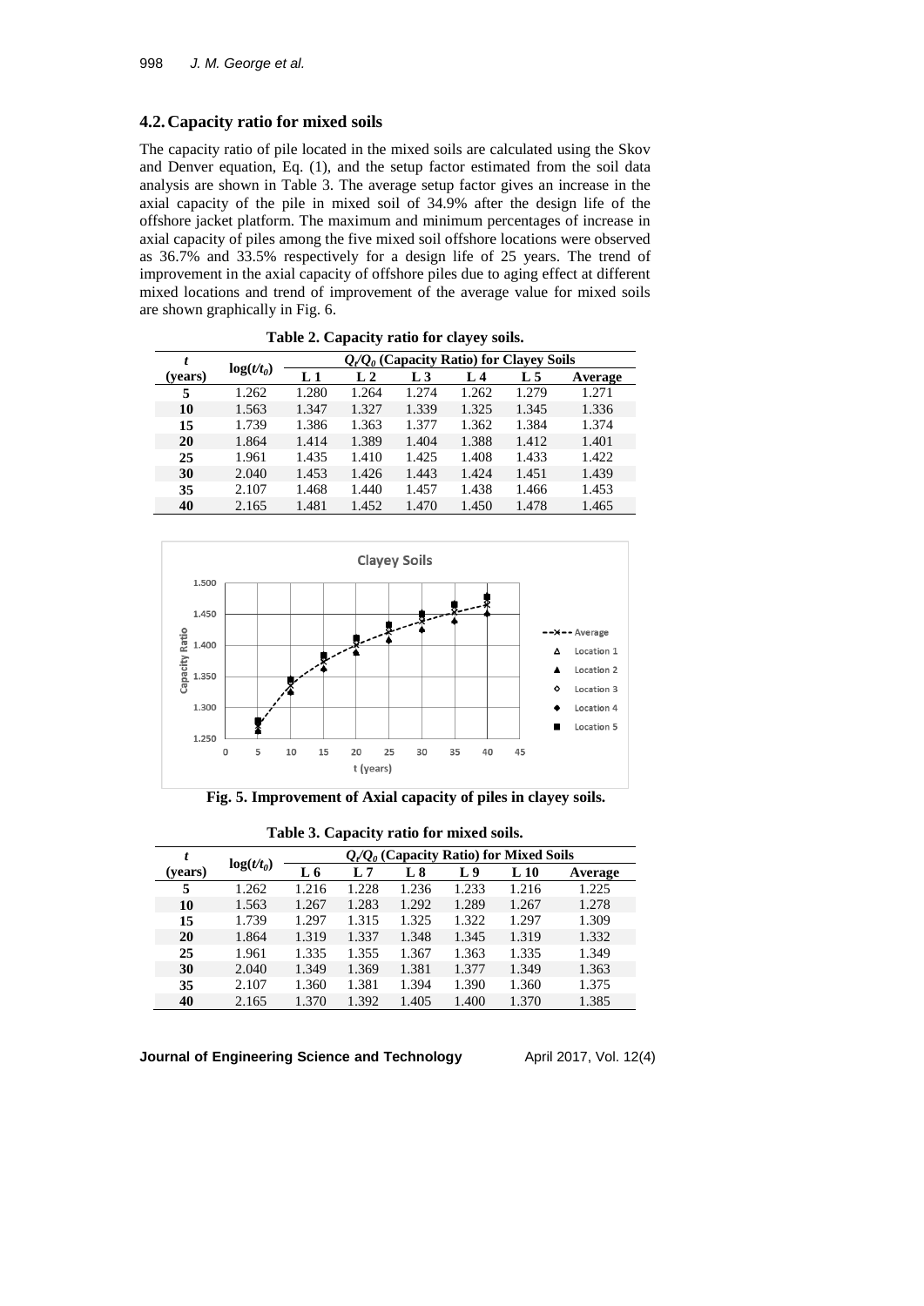### 4.2. Capacity ratio for mixed soils

The capacity ratio of pile located in the mixed soils are calculated using the Skov and Denver equation, Eq. (1), and the setup factor estimated from the soil data analysis are shown in Table 3. The average setup factor gives an increase in the axial capacity of the pile in mixed soil of 34.9% after the design life of the offshore jacket platform. The maximum and minimum percentages of increase in axial capacity of piles among the five mixed soil offshore locations were observed as 36.7% and 33.5% respectively for a design life of 25 years. The trend of improvement in the axial capacity of offshore piles due to aging effect at different mixed locations and trend of improvement of the average value for mixed soils are shown graphically in Fig. 6.

**Table 2. Capacity ratio for clayey soils.**

| $t$ (years) | $\log(t/t_0)$ | $Q_t/Q_0$ (Capacity Ratio) for Clayey Soils | | | | | |
|---|---|---|---|---|---|---|---|
| | | L 1 | L 2 | L 3 | L 4 | L 5 | Average |
| **5** | 1.262 | 1.280 | 1.264 | 1.274 | 1.262 | 1.279 | 1.271 |
| **10** | 1.563 | 1.347 | 1.327 | 1.339 | 1.325 | 1.345 | 1.336 |
| **15** | 1.739 | 1.386 | 1.363 | 1.377 | 1.362 | 1.384 | 1.374 |
| **20** | 1.864 | 1.414 | 1.389 | 1.404 | 1.388 | 1.412 | 1.401 |
| **25** | 1.961 | 1.435 | 1.410 | 1.425 | 1.408 | 1.433 | 1.422 |
| **30** | 2.040 | 1.453 | 1.426 | 1.443 | 1.424 | 1.451 | 1.439 |
| **35** | 2.107 | 1.468 | 1.440 | 1.457 | 1.438 | 1.466 | 1.453 |
| **40** | 2.165 | 1.481 | 1.452 | 1.470 | 1.450 | 1.478 | 1.465 |

**Fig. 5. Improvement of Axial capacity of piles in clayey soils.**

**Table 3. Capacity ratio for mixed soils.**

| $t$ (years) | $\log(t/t_0)$ | $Q_t/Q_0$ (Capacity Ratio) for Mixed Soils | | | | | |
|---|---|---|---|---|---|---|---|
| | | L 6 | L 7 | L 8 | L 9 | L 10 | Average |
| **5** | 1.262 | 1.216 | 1.228 | 1.236 | 1.233 | 1.216 | 1.225 |
| **10** | 1.563 | 1.267 | 1.283 | 1.292 | 1.289 | 1.267 | 1.278 |
| **15** | 1.739 | 1.297 | 1.315 | 1.325 | 1.322 | 1.297 | 1.309 |
| **20** | 1.864 | 1.319 | 1.337 | 1.348 | 1.345 | 1.319 | 1.332 |
| **25** | 1.961 | 1.335 | 1.355 | 1.367 | 1.363 | 1.335 | 1.349 |
| **30** | 2.040 | 1.349 | 1.369 | 1.381 | 1.377 | 1.349 | 1.363 |
| **35** | 2.107 | 1.360 | 1.381 | 1.394 | 1.390 | 1.360 | 1.375 |
| **40** | 2.165 | 1.370 | 1.392 | 1.405 | 1.400 | 1.370 | 1.385 |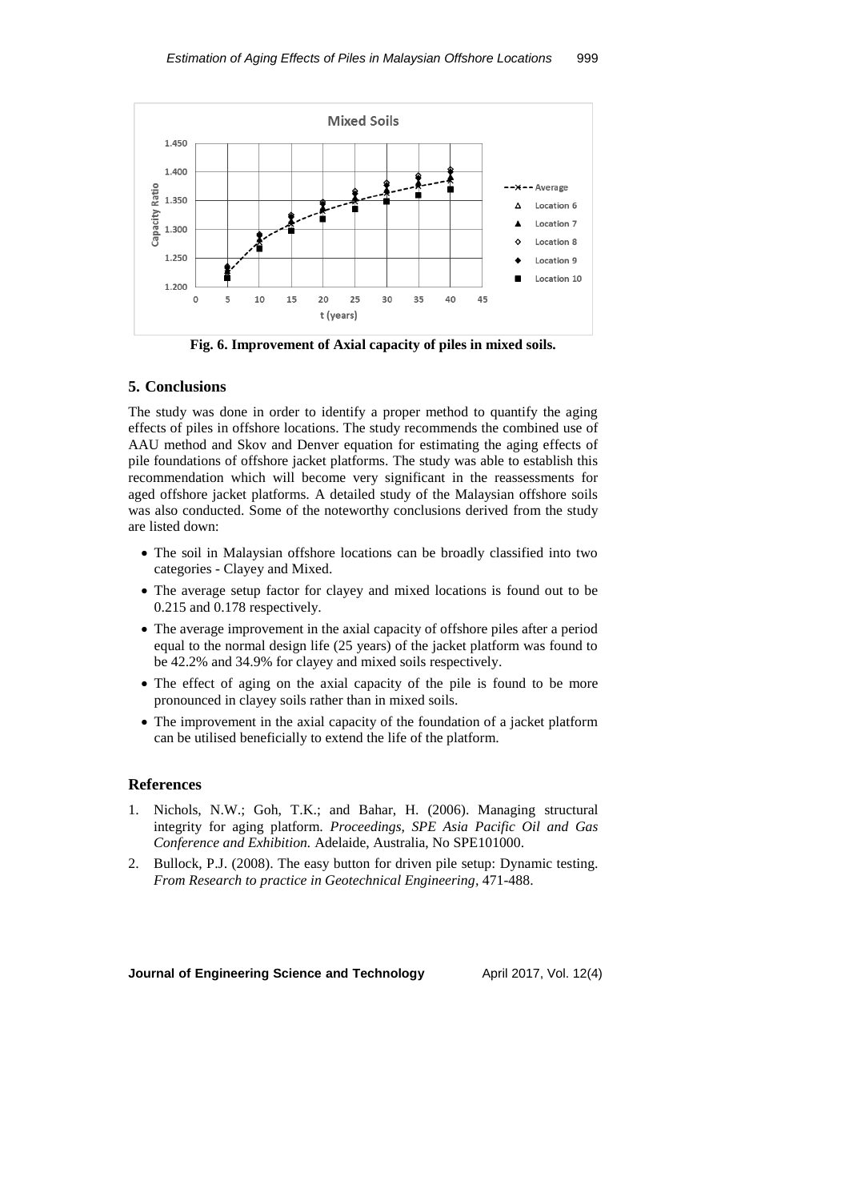Fig. 6. Improvement of Axial capacity of piles in mixed soils.

## 5. Conclusions

The study was done in order to identify a proper method to quantify the aging effects of piles in offshore locations. The study recommends the combined use of AAU method and Skov and Denver equation for estimating the aging effects of pile foundations of offshore jacket platforms. The study was able to establish this recommendation which will become very significant in the reassessments for aged offshore jacket platforms. A detailed study of the Malaysian offshore soils was also conducted. Some of the noteworthy conclusions derived from the study are listed down:

- The soil in Malaysian offshore locations can be broadly classified into two categories - Clayey and Mixed.
- The average setup factor for clayey and mixed locations is found out to be 0.215 and 0.178 respectively.
- The average improvement in the axial capacity of offshore piles after a period equal to the normal design life (25 years) of the jacket platform was found to be 42.2% and 34.9% for clayey and mixed soils respectively.
- The effect of aging on the axial capacity of the pile is found to be more pronounced in clayey soils rather than in mixed soils.
- The improvement in the axial capacity of the foundation of a jacket platform can be utilised beneficially to extend the life of the platform.

## References

1. Nichols, N.W.; Goh, T.K.; and Bahar, H. (2006). Managing structural integrity for aging platform. *Proceedings, SPE Asia Pacific Oil and Gas Conference and Exhibition.* Adelaide, Australia, No SPE101000.
2. Bullock, P.J. (2008). The easy button for driven pile setup: Dynamic testing. *From Research to practice in Geotechnical Engineering*, 471-488.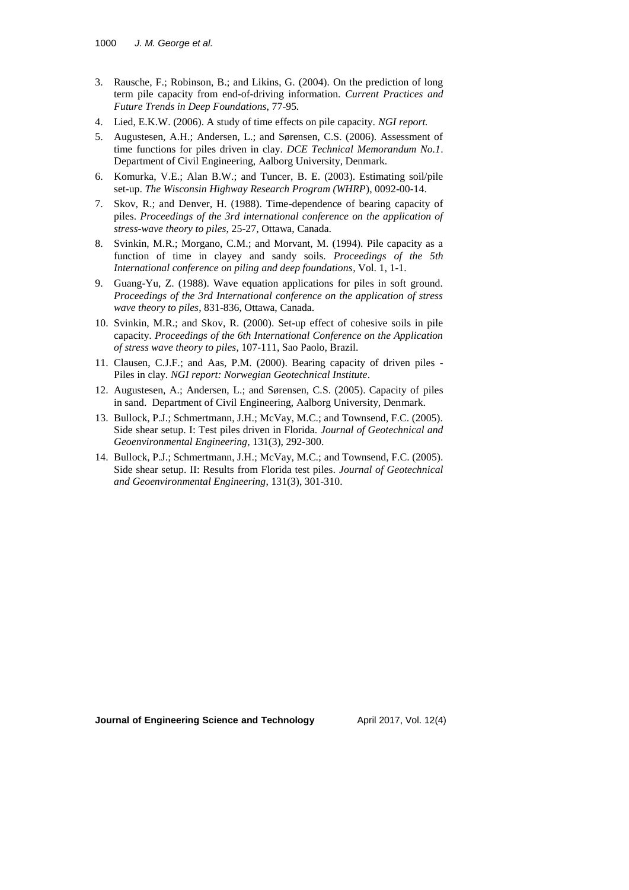3. Rausche, F.; Robinson, B.; and Likins, G. (2004). On the prediction of long term pile capacity from end-of-driving information. *Current Practices and Future Trends in Deep Foundations*, 77-95.
4. Lied, E.K.W. (2006). A study of time effects on pile capacity. *NGI report.*
5. Augustesen, A.H.; Andersen, L.; and Sørensen, C.S. (2006). Assessment of time functions for piles driven in clay. *DCE Technical Memorandum No.1*. Department of Civil Engineering, Aalborg University, Denmark.
6. Komurka, V.E.; Alan B.W.; and Tuncer, B. E. (2003). Estimating soil/pile set-up. *The Wisconsin Highway Research Program (WHRP*), 0092-00-14.
7. Skov, R.; and Denver, H. (1988). Time-dependence of bearing capacity of piles. *Proceedings of the 3rd international conference on the application of stress-wave theory to piles*, 25-27, Ottawa, Canada.
8. Svinkin, M.R.; Morgano, C.M.; and Morvant, M. (1994). Pile capacity as a function of time in clayey and sandy soils. *Proceedings of the 5th International conference on piling and deep foundations*, Vol. 1, 1-1.
9. Guang-Yu, Z. (1988). Wave equation applications for piles in soft ground. *Proceedings of the 3rd International conference on the application of stress wave theory to piles*, 831-836, Ottawa, Canada.
10. Svinkin, M.R.; and Skov, R. (2000). Set-up effect of cohesive soils in pile capacity. *Proceedings of the 6th International Conference on the Application of stress wave theory to piles*, 107-111, Sao Paolo, Brazil.
11. Clausen, C.J.F.; and Aas, P.M. (2000). Bearing capacity of driven piles - Piles in clay. *NGI report: Norwegian Geotechnical Institute*.
12. Augustesen, A.; Andersen, L.; and Sørensen, C.S. (2005). Capacity of piles in sand. Department of Civil Engineering, Aalborg University, Denmark.
13. Bullock, P.J.; Schmertmann, J.H.; McVay, M.C.; and Townsend, F.C. (2005). Side shear setup. I: Test piles driven in Florida. *Journal of Geotechnical and Geoenvironmental Engineering*, 131(3), 292-300.
14. Bullock, P.J.; Schmertmann, J.H.; McVay, M.C.; and Townsend, F.C. (2005). Side shear setup. II: Results from Florida test piles. *Journal of Geotechnical and Geoenvironmental Engineering*, 131(3), 301-310.